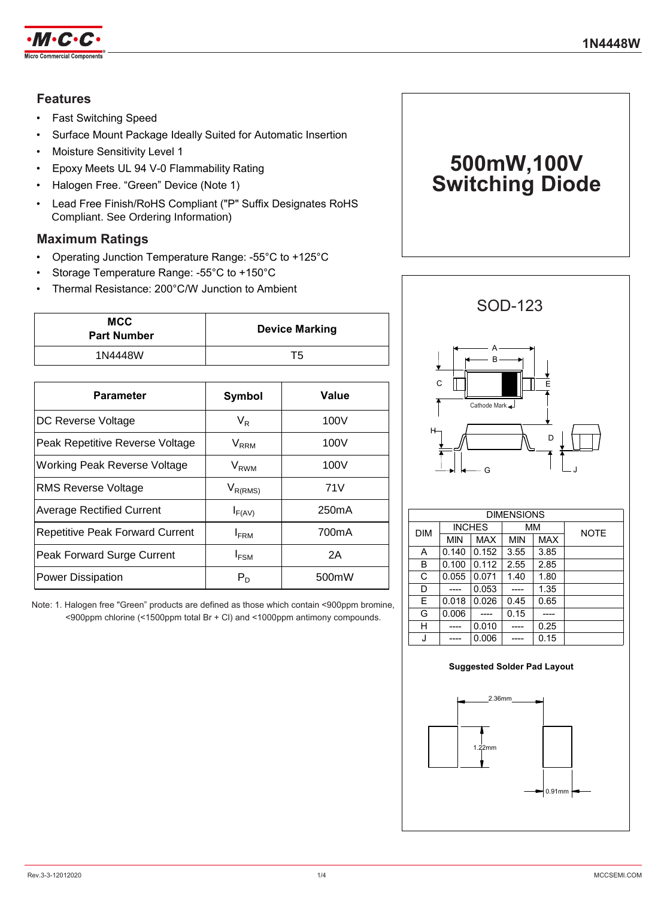# 1N4448W

## Features

- Fast Switching Speed
- Surface Mount Package Ideally Suited for Automatic Insertion
- Moisture Sensitivity Level 1
- Epoxy Meets UL 94 V-0 Flammability Rating
- Halogen Free. "Green" Device (Note 1)
- Lead Free Finish/RoHS Compliant ("P" Suffix Designates RoHS Compliant. See Ordering Information)

## Maximum Ratings

- Operating Junction Temperature Range: -55°C to +125°C
- Storage Temperature Range: -55°C to +150°C
- Thermal Resistance: 200°C/W Junction to Ambient

| MCC Part Number | Device Marking |
|---|---|
| 1N4448W | T5 |

| Parameter | Symbol | Value |
|---|---|---|
| DC Reverse Voltage | $V_R$ | 100V |
| Peak Repetitive Reverse Voltage | $V_{RRM}$ | 100V |
| Working Peak Reverse Voltage | $V_{RWM}$ | 100V |
| RMS Reverse Voltage | $V_{R(RMS)}$ | 71V |
| Average Rectified Current | $I_{F(AV)}$ | 250mA |
| Repetitive Peak Forward Current | $I_{FRM}$ | 700mA |
| Peak Forward Surge Current | $I_{FSM}$ | 2A |
| Power Dissipation | $P_D$ | 500mW |

Note: 1. Halogen free "Green" products are defined as those which contain <900ppm bromine, <900ppm chlorine (<1500ppm total Br + Cl) and <1000ppm antimony compounds.

# 500mW,100V Switching Diode

## SOD-123

Cathode Mark

| DIM | INCHES | | MM | | NOTE |
|---|---|---|---|---|---|
| | MIN | MAX | MIN | MAX | |
| A | 0.140 | 0.152 | 3.55 | 3.85 | |
| B | 0.100 | 0.112 | 2.55 | 2.85 | |
| C | 0.055 | 0.071 | 1.40 | 1.80 | |
| D | ---- | 0.053 | ---- | 1.35 | |
| E | 0.018 | 0.026 | 0.45 | 0.65 | |
| G | 0.006 | ---- | 0.15 | ---- | |
| H | ---- | 0.010 | ---- | 0.25 | |
| J | ---- | 0.006 | ---- | 0.15 | |

**Suggested Solder Pad Layout**

2.36mm

1.22mm

0.91mm

Rev.3-3-12012020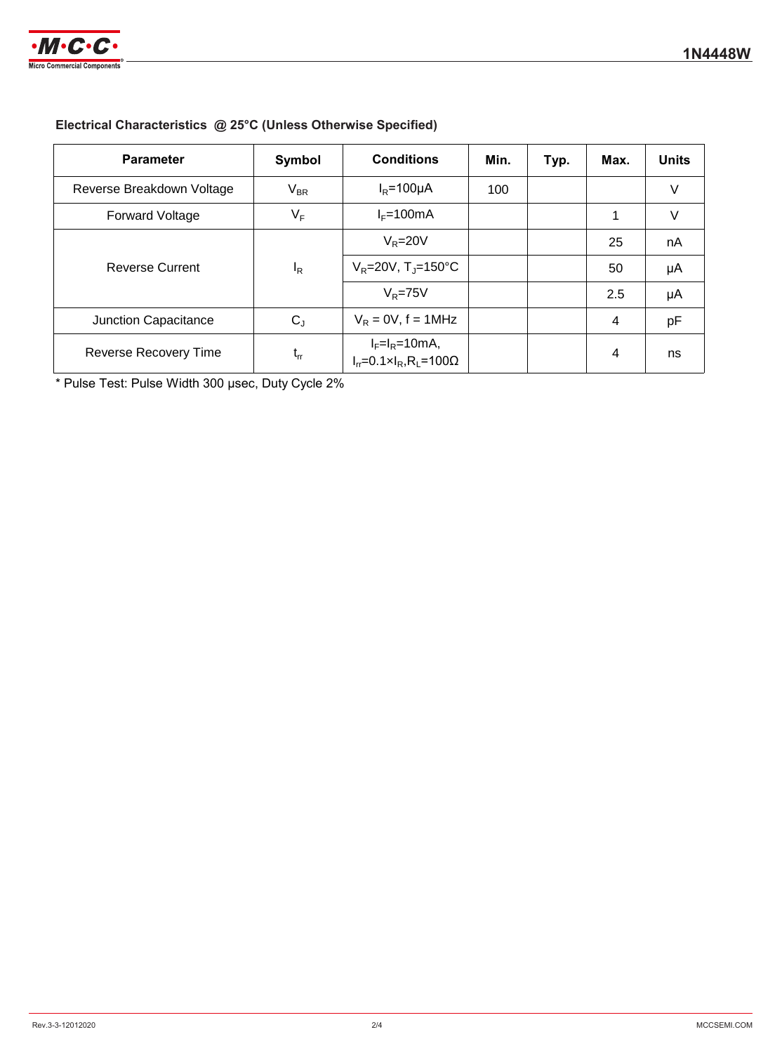### Electrical Characteristics @ 25°C (Unless Otherwise Specified)

| Parameter | Symbol | Conditions | Min. | Typ. | Max. | Units |
|---|---|---|---|---|---|---|
| Reverse Breakdown Voltage | $V_{BR}$ | $I_R$=100μA | 100 | | | V |
| Forward Voltage | $V_F$ | $I_F$=100mA | | | 1 | V |
| Reverse Current | $I_R$ | $V_R$=20V | | | 25 | nA |
| | | $V_R$=20V, $T_J$=150°C | | | 50 | μA |
| | | $V_R$=75V | | | 2.5 | μA |
| Junction Capacitance | $C_J$ | $V_R$ = 0V, f = 1MHz | | | 4 | pF |
| Reverse Recovery Time | $t_{rr}$ | $I_F$=$I_R$=10mA, $I_{rr}$=0.1×$I_R$,$R_L$=100Ω | | | 4 | ns |

* Pulse Test: Pulse Width 300 μsec, Duty Cycle 2%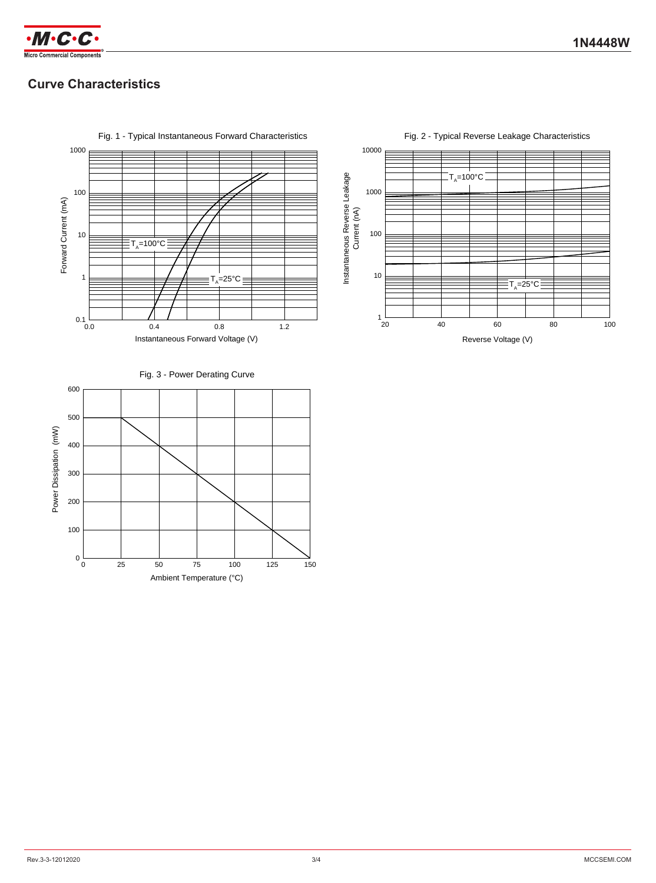## Curve Characteristics

Fig. 1 - Typical Instantaneous Forward Characteristics

Forward Current (mA)

1000, 100, 10, 1, 0.1

$T_A$=100°C

$T_A$=25°C

0.0, 0.4, 0.8, 1.2

Instantaneous Forward Voltage (V)

Fig. 2 - Typical Reverse Leakage Characteristics

Instantaneous Reverse Leakage Current (nA)

10000, 1000, 100, 10, 1

$T_A$=100°C

$T_A$=25°C

20, 40, 60, 80, 100

Reverse Voltage (V)

Fig. 3 - Power Derating Curve

Power Dissipation (mW)

600, 500, 400, 300, 200, 100, 0

0, 25, 50, 75, 100, 125, 150

Ambient Temperature (°C)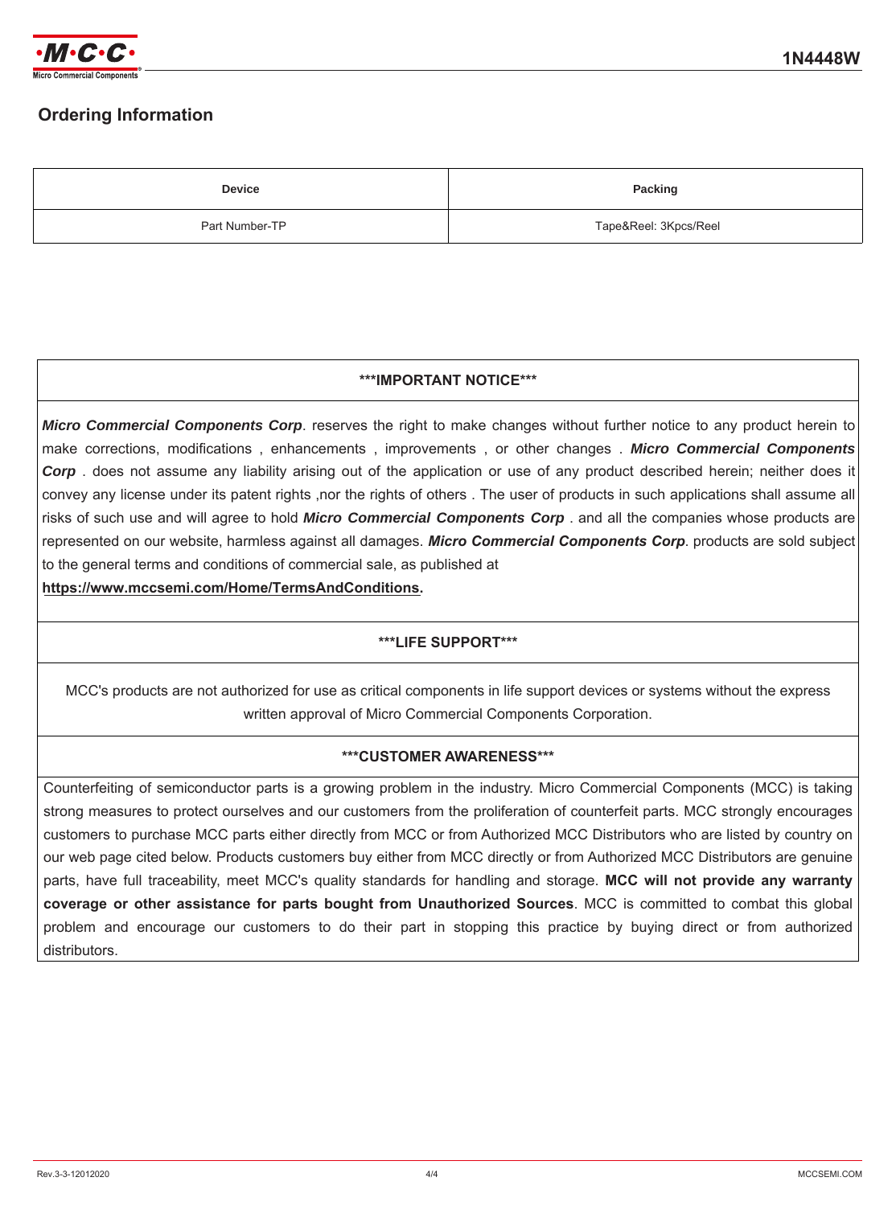## Ordering Information

| Device | Packing |
|---|---|
| Part Number-TP | Tape&Reel: 3Kpcs/Reel |

**\*\*\*IMPORTANT NOTICE\*\*\***

***Micro Commercial Components Corp***. reserves the right to make changes without further notice to any product herein to make corrections, modifications , enhancements , improvements , or other changes . ***Micro Commercial Components Corp*** . does not assume any liability arising out of the application or use of any product described herein; neither does it convey any license under its patent rights ,nor the rights of others . The user of products in such applications shall assume all risks of such use and will agree to hold ***Micro Commercial Components Corp*** . and all the companies whose products are represented on our website, harmless against all damages. ***Micro Commercial Components Corp***. products are sold subject to the general terms and conditions of commercial sale, as published at
**https://www.mccsemi.com/Home/TermsAndConditions.**

**\*\*\*LIFE SUPPORT\*\*\***

MCC's products are not authorized for use as critical components in life support devices or systems without the express written approval of Micro Commercial Components Corporation.

**\*\*\*CUSTOMER AWARENESS\*\*\***

Counterfeiting of semiconductor parts is a growing problem in the industry. Micro Commercial Components (MCC) is taking strong measures to protect ourselves and our customers from the proliferation of counterfeit parts. MCC strongly encourages customers to purchase MCC parts either directly from MCC or from Authorized MCC Distributors who are listed by country on our web page cited below. Products customers buy either from MCC directly or from Authorized MCC Distributors are genuine parts, have full traceability, meet MCC's quality standards for handling and storage. **MCC will not provide any warranty coverage or other assistance for parts bought from Unauthorized Sources**. MCC is committed to combat this global problem and encourage our customers to do their part in stopping this practice by buying direct or from authorized distributors.